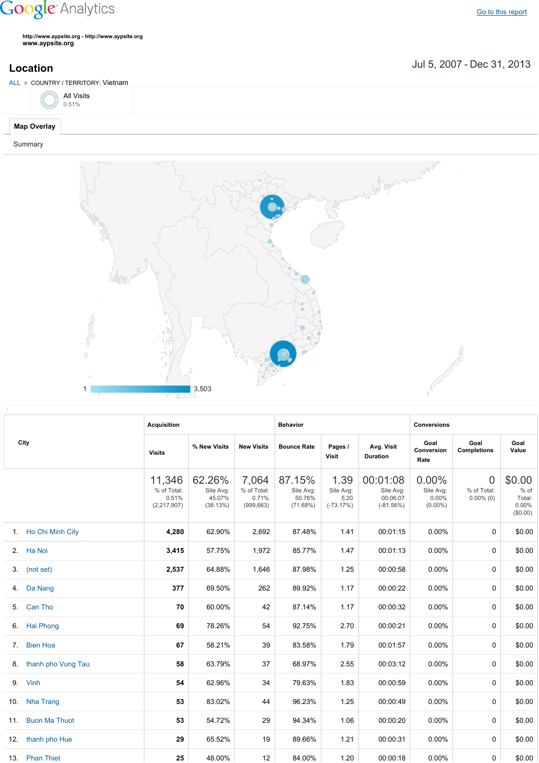Google Analytics

Go to this report

http://www.aypsite.org - http://www.aypsite.org
www.aypsite.org

## Location

Jul 5, 2007 - Dec 31, 2013

ALL » COUNTRY / TERRITORY: Vietnam

All Visits
0.51%

Map Overlay

Summary

1 3,503

| City | Acquisition | | | Behavior | | | Conversions | | |
|---|---|---|---|---|---|---|---|---|---|
| | Visits | % New Visits | New Visits | Bounce Rate | Pages / Visit | Avg. Visit Duration | Goal Conversion Rate | Goal Completions | Goal Value |
| | 11,346 % of Total: 0.51% (2,217,907) | 62.26% Site Avg: 45.07% (38.13%) | 7,064 % of Total: 0.71% (999,663) | 87.15% Site Avg: 50.76% (71.68%) | 1.39 Site Avg: 5.20 (-73.17%) | 00:01:08 Site Avg: 00:06:07 (-81.56%) | 0.00% Site Avg: 0.00% (0.00%) | 0 % of Total: 0.00% (0) | $0.00 % of Total: 0.00% ($0.00) |
| 1. Ho Chi Minh City | 4,280 | 62.90% | 2,692 | 87.48% | 1.41 | 00:01:15 | 0.00% | 0 | $0.00 |
| 2. Ha Noi | 3,415 | 57.75% | 1,972 | 85.77% | 1.47 | 00:01:13 | 0.00% | 0 | $0.00 |
| 3. (not set) | 2,537 | 64.88% | 1,646 | 87.98% | 1.25 | 00:00:58 | 0.00% | 0 | $0.00 |
| 4. Da Nang | 377 | 69.50% | 262 | 89.92% | 1.17 | 00:00:22 | 0.00% | 0 | $0.00 |
| 5. Can Tho | 70 | 60.00% | 42 | 87.14% | 1.17 | 00:00:32 | 0.00% | 0 | $0.00 |
| 6. Hai Phong | 69 | 78.26% | 54 | 92.75% | 2.70 | 00:00:21 | 0.00% | 0 | $0.00 |
| 7. Bien Hoa | 67 | 58.21% | 39 | 83.58% | 1.79 | 00:01:57 | 0.00% | 0 | $0.00 |
| 8. thanh pho Vung Tau | 58 | 63.79% | 37 | 68.97% | 2.55 | 00:03:12 | 0.00% | 0 | $0.00 |
| 9. Vinh | 54 | 62.96% | 34 | 79.63% | 1.83 | 00:00:59 | 0.00% | 0 | $0.00 |
| 10. Nha Trang | 53 | 83.02% | 44 | 96.23% | 1.25 | 00:00:49 | 0.00% | 0 | $0.00 |
| 11. Buon Ma Thuot | 53 | 54.72% | 29 | 94.34% | 1.06 | 00:00:20 | 0.00% | 0 | $0.00 |
| 12. thanh pho Hue | 29 | 65.52% | 19 | 89.66% | 1.21 | 00:00:31 | 0.00% | 0 | $0.00 |
| 13. Phan Thiet | 25 | 48.00% | 12 | 84.00% | 1.20 | 00:00:18 | 0.00% | 0 | $0.00 |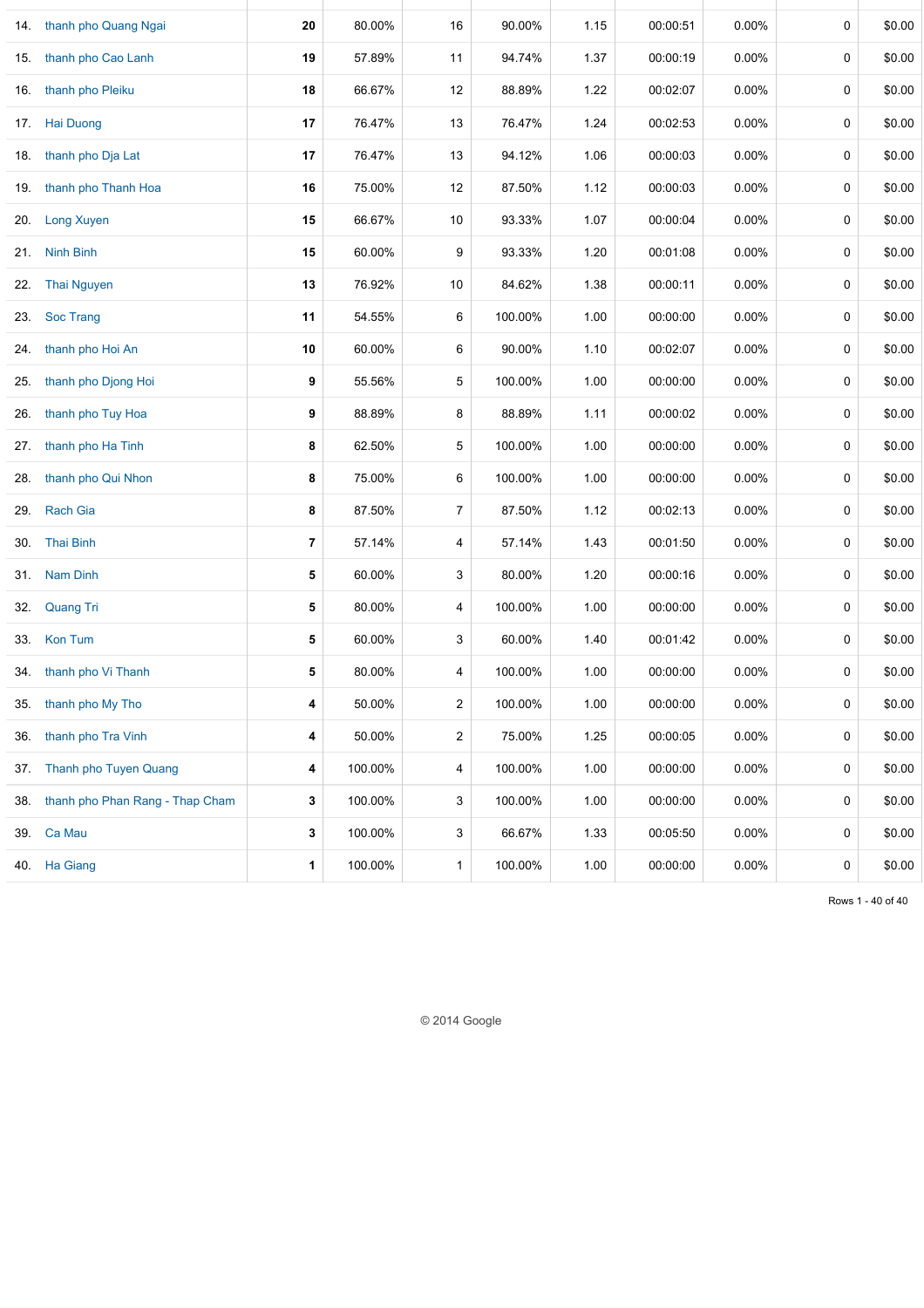| | | | | | | | | | |
|---|---|---|---|---|---|---|---|---|---|
| 14. | thanh pho Quang Ngai | **20** | 80.00% | 16 | 90.00% | 1.15 | 00:00:51 | 0.00% | 0 | $0.00 |
| 15. | thanh pho Cao Lanh | **19** | 57.89% | 11 | 94.74% | 1.37 | 00:00:19 | 0.00% | 0 | $0.00 |
| 16. | thanh pho Pleiku | **18** | 66.67% | 12 | 88.89% | 1.22 | 00:02:07 | 0.00% | 0 | $0.00 |
| 17. | Hai Duong | **17** | 76.47% | 13 | 76.47% | 1.24 | 00:02:53 | 0.00% | 0 | $0.00 |
| 18. | thanh pho Dja Lat | **17** | 76.47% | 13 | 94.12% | 1.06 | 00:00:03 | 0.00% | 0 | $0.00 |
| 19. | thanh pho Thanh Hoa | **16** | 75.00% | 12 | 87.50% | 1.12 | 00:00:03 | 0.00% | 0 | $0.00 |
| 20. | Long Xuyen | **15** | 66.67% | 10 | 93.33% | 1.07 | 00:00:04 | 0.00% | 0 | $0.00 |
| 21. | Ninh Binh | **15** | 60.00% | 9 | 93.33% | 1.20 | 00:01:08 | 0.00% | 0 | $0.00 |
| 22. | Thai Nguyen | **13** | 76.92% | 10 | 84.62% | 1.38 | 00:00:11 | 0.00% | 0 | $0.00 |
| 23. | Soc Trang | **11** | 54.55% | 6 | 100.00% | 1.00 | 00:00:00 | 0.00% | 0 | $0.00 |
| 24. | thanh pho Hoi An | **10** | 60.00% | 6 | 90.00% | 1.10 | 00:02:07 | 0.00% | 0 | $0.00 |
| 25. | thanh pho Djong Hoi | **9** | 55.56% | 5 | 100.00% | 1.00 | 00:00:00 | 0.00% | 0 | $0.00 |
| 26. | thanh pho Tuy Hoa | **9** | 88.89% | 8 | 88.89% | 1.11 | 00:00:02 | 0.00% | 0 | $0.00 |
| 27. | thanh pho Ha Tinh | **8** | 62.50% | 5 | 100.00% | 1.00 | 00:00:00 | 0.00% | 0 | $0.00 |
| 28. | thanh pho Qui Nhon | **8** | 75.00% | 6 | 100.00% | 1.00 | 00:00:00 | 0.00% | 0 | $0.00 |
| 29. | Rach Gia | **8** | 87.50% | 7 | 87.50% | 1.12 | 00:02:13 | 0.00% | 0 | $0.00 |
| 30. | Thai Binh | **7** | 57.14% | 4 | 57.14% | 1.43 | 00:01:50 | 0.00% | 0 | $0.00 |
| 31. | Nam Dinh | **5** | 60.00% | 3 | 80.00% | 1.20 | 00:00:16 | 0.00% | 0 | $0.00 |
| 32. | Quang Tri | **5** | 80.00% | 4 | 100.00% | 1.00 | 00:00:00 | 0.00% | 0 | $0.00 |
| 33. | Kon Tum | **5** | 60.00% | 3 | 60.00% | 1.40 | 00:01:42 | 0.00% | 0 | $0.00 |
| 34. | thanh pho Vi Thanh | **5** | 80.00% | 4 | 100.00% | 1.00 | 00:00:00 | 0.00% | 0 | $0.00 |
| 35. | thanh pho My Tho | **4** | 50.00% | 2 | 100.00% | 1.00 | 00:00:00 | 0.00% | 0 | $0.00 |
| 36. | thanh pho Tra Vinh | **4** | 50.00% | 2 | 75.00% | 1.25 | 00:00:05 | 0.00% | 0 | $0.00 |
| 37. | Thanh pho Tuyen Quang | **4** | 100.00% | 4 | 100.00% | 1.00 | 00:00:00 | 0.00% | 0 | $0.00 |
| 38. | thanh pho Phan Rang - Thap Cham | **3** | 100.00% | 3 | 100.00% | 1.00 | 00:00:00 | 0.00% | 0 | $0.00 |
| 39. | Ca Mau | **3** | 100.00% | 3 | 66.67% | 1.33 | 00:05:50 | 0.00% | 0 | $0.00 |
| 40. | Ha Giang | **1** | 100.00% | 1 | 100.00% | 1.00 | 00:00:00 | 0.00% | 0 | $0.00 |

Rows 1 - 40 of 40

© 2014 Google